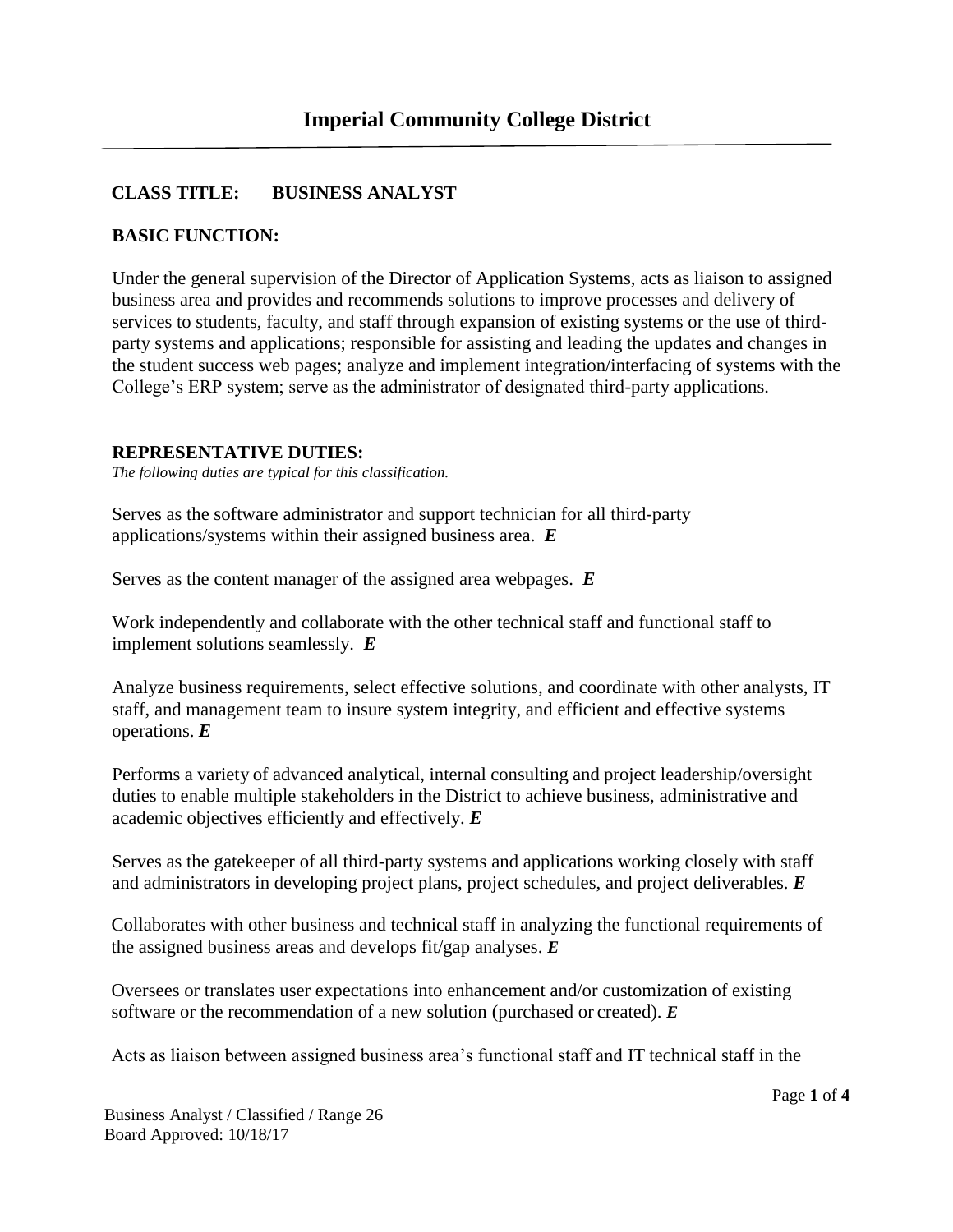# Imperial Community College District

**CLASS TITLE: BUSINESS ANALYST**

**BASIC FUNCTION:**

Under the general supervision of the Director of Application Systems, acts as liaison to assigned business area and provides and recommends solutions to improve processes and delivery of services to students, faculty, and staff through expansion of existing systems or the use of third-party systems and applications; responsible for assisting and leading the updates and changes in the student success web pages; analyze and implement integration/interfacing of systems with the College's ERP system; serve as the administrator of designated third-party applications.

**REPRESENTATIVE DUTIES:**

*The following duties are typical for this classification.*

Serves as the software administrator and support technician for all third-party applications/systems within their assigned business area. ***E***

Serves as the content manager of the assigned area webpages. ***E***

Work independently and collaborate with the other technical staff and functional staff to implement solutions seamlessly. ***E***

Analyze business requirements, select effective solutions, and coordinate with other analysts, IT staff, and management team to insure system integrity, and efficient and effective systems operations. ***E***

Performs a variety of advanced analytical, internal consulting and project leadership/oversight duties to enable multiple stakeholders in the District to achieve business, administrative and academic objectives efficiently and effectively. ***E***

Serves as the gatekeeper of all third-party systems and applications working closely with staff and administrators in developing project plans, project schedules, and project deliverables. ***E***

Collaborates with other business and technical staff in analyzing the functional requirements of the assigned business areas and develops fit/gap analyses. ***E***

Oversees or translates user expectations into enhancement and/or customization of existing software or the recommendation of a new solution (purchased or created). ***E***

Acts as liaison between assigned business area's functional staff and IT technical staff in the

Business Analyst / Classified / Range 26
Board Approved: 10/18/17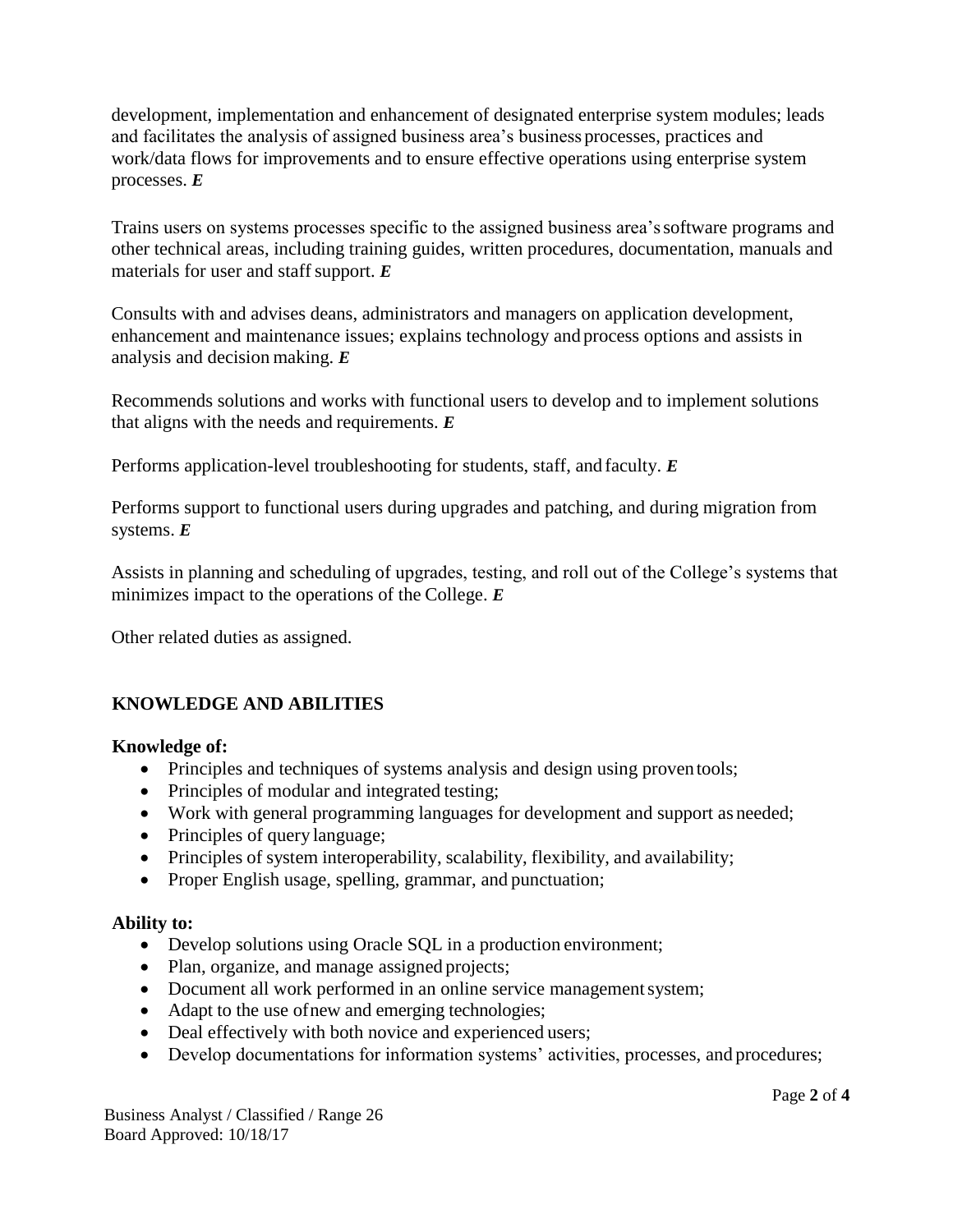development, implementation and enhancement of designated enterprise system modules; leads and facilitates the analysis of assigned business area's business processes, practices and work/data flows for improvements and to ensure effective operations using enterprise system processes. ***E***

Trains users on systems processes specific to the assigned business area's software programs and other technical areas, including training guides, written procedures, documentation, manuals and materials for user and staff support. ***E***

Consults with and advises deans, administrators and managers on application development, enhancement and maintenance issues; explains technology and process options and assists in analysis and decision making. ***E***

Recommends solutions and works with functional users to develop and to implement solutions that aligns with the needs and requirements. ***E***

Performs application-level troubleshooting for students, staff, and faculty. ***E***

Performs support to functional users during upgrades and patching, and during migration from systems. ***E***

Assists in planning and scheduling of upgrades, testing, and roll out of the College's systems that minimizes impact to the operations of the College. ***E***

Other related duties as assigned.

## KNOWLEDGE AND ABILITIES

**Knowledge of:**

- Principles and techniques of systems analysis and design using proven tools;
- Principles of modular and integrated testing;
- Work with general programming languages for development and support as needed;
- Principles of query language;
- Principles of system interoperability, scalability, flexibility, and availability;
- Proper English usage, spelling, grammar, and punctuation;

**Ability to:**

- Develop solutions using Oracle SQL in a production environment;
- Plan, organize, and manage assigned projects;
- Document all work performed in an online service management system;
- Adapt to the use of new and emerging technologies;
- Deal effectively with both novice and experienced users;
- Develop documentations for information systems' activities, processes, and procedures;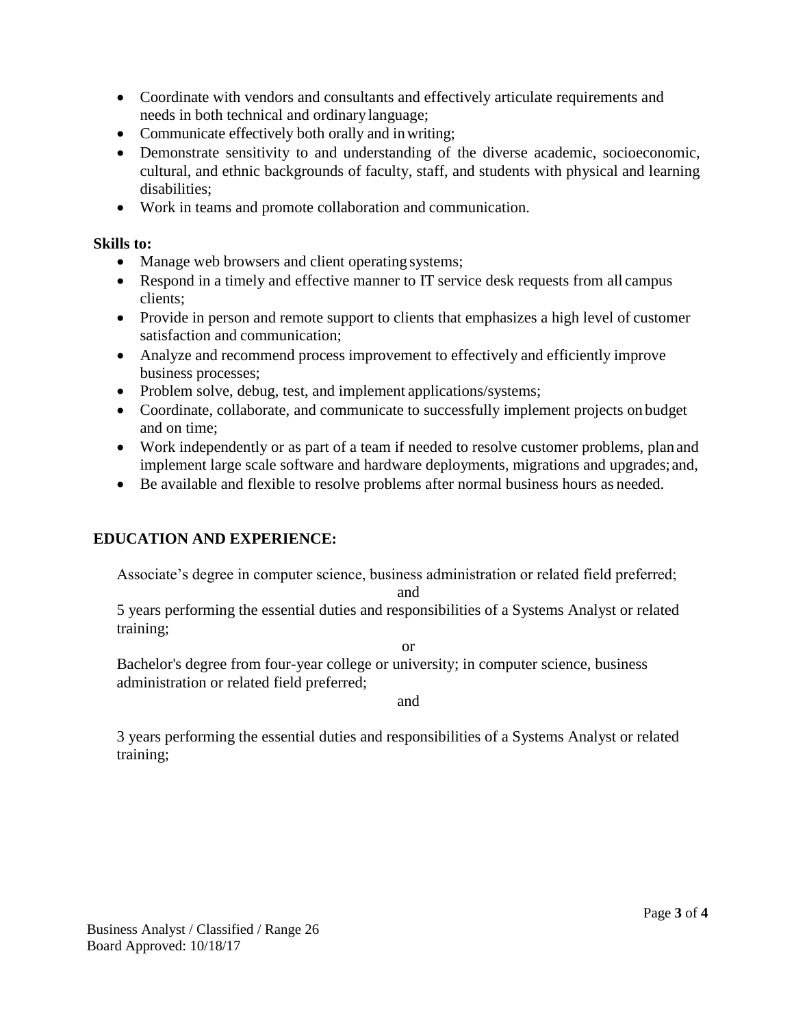- Coordinate with vendors and consultants and effectively articulate requirements and needs in both technical and ordinary language;
- Communicate effectively both orally and in writing;
- Demonstrate sensitivity to and understanding of the diverse academic, socioeconomic, cultural, and ethnic backgrounds of faculty, staff, and students with physical and learning disabilities;
- Work in teams and promote collaboration and communication.

**Skills to:**

- Manage web browsers and client operating systems;
- Respond in a timely and effective manner to IT service desk requests from all campus clients;
- Provide in person and remote support to clients that emphasizes a high level of customer satisfaction and communication;
- Analyze and recommend process improvement to effectively and efficiently improve business processes;
- Problem solve, debug, test, and implement applications/systems;
- Coordinate, collaborate, and communicate to successfully implement projects on budget and on time;
- Work independently or as part of a team if needed to resolve customer problems, plan and implement large scale software and hardware deployments, migrations and upgrades; and,
- Be available and flexible to resolve problems after normal business hours as needed.

## EDUCATION AND EXPERIENCE:

Associate's degree in computer science, business administration or related field preferred;

and

5 years performing the essential duties and responsibilities of a Systems Analyst or related training;

or

Bachelor's degree from four-year college or university; in computer science, business administration or related field preferred;

and

3 years performing the essential duties and responsibilities of a Systems Analyst or related training;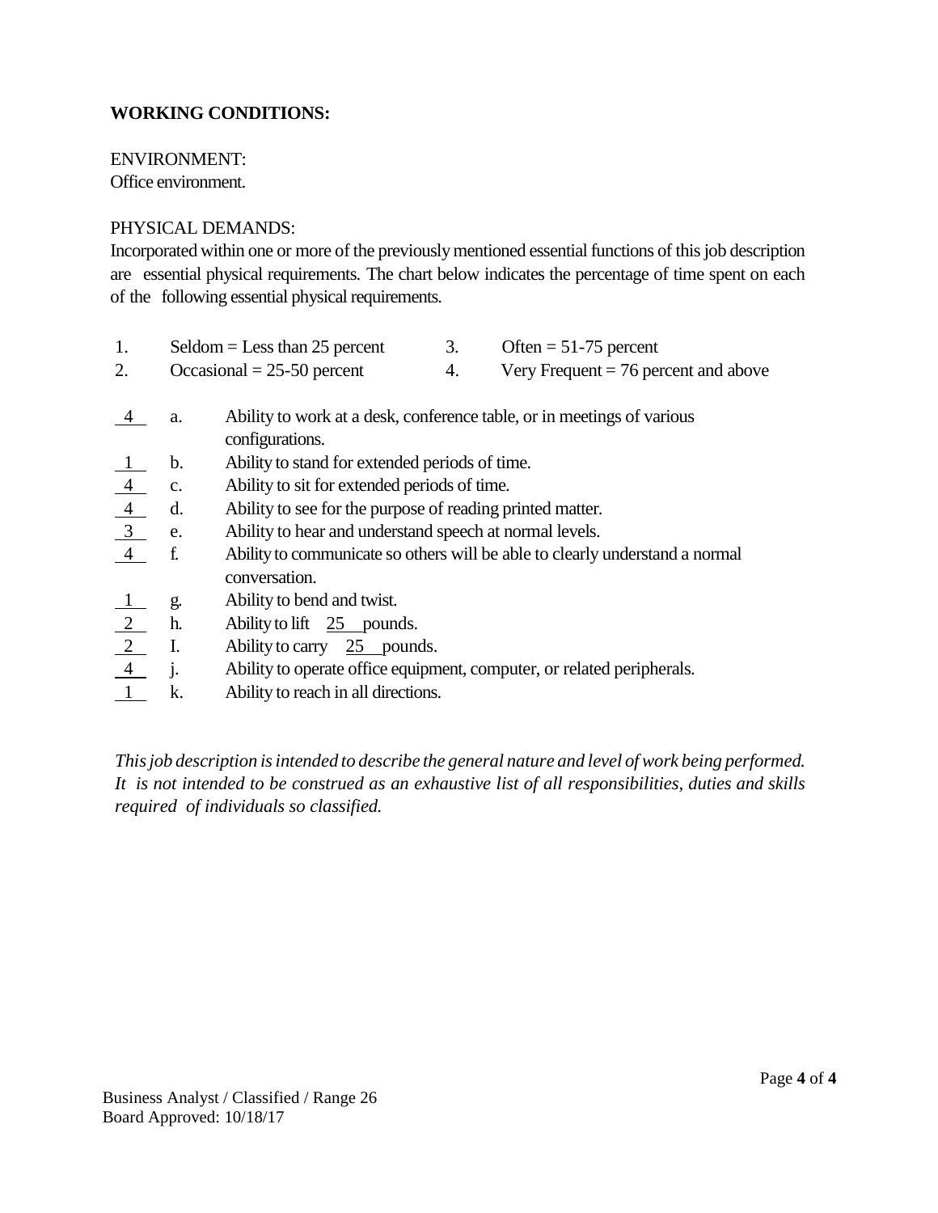**WORKING CONDITIONS:**

ENVIRONMENT:
Office environment.

PHYSICAL DEMANDS:
Incorporated within one or more of the previously mentioned essential functions of this job description are essential physical requirements. The chart below indicates the percentage of time spent on each of the following essential physical requirements.

1. Seldom = Less than 25 percent
2. Occasional = 25-50 percent
3. Often = 51-75 percent
4. Very Frequent = 76 percent and above

| | | |
|---|---|---|
| 4 | a. | Ability to work at a desk, conference table, or in meetings of various configurations. |
| 1 | b. | Ability to stand for extended periods of time. |
| 4 | c. | Ability to sit for extended periods of time. |
| 4 | d. | Ability to see for the purpose of reading printed matter. |
| 3 | e. | Ability to hear and understand speech at normal levels. |
| 4 | f. | Ability to communicate so others will be able to clearly understand a normal conversation. |
| 1 | g. | Ability to bend and twist. |
| 2 | h. | Ability to lift 25 pounds. |
| 2 | I. | Ability to carry 25 pounds. |
| 4 | j. | Ability to operate office equipment, computer, or related peripherals. |
| 1 | k. | Ability to reach in all directions. |

*This job description is intended to describe the general nature and level of work being performed. It is not intended to be construed as an exhaustive list of all responsibilities, duties and skills required of individuals so classified.*

Business Analyst / Classified / Range 26
Board Approved: 10/18/17